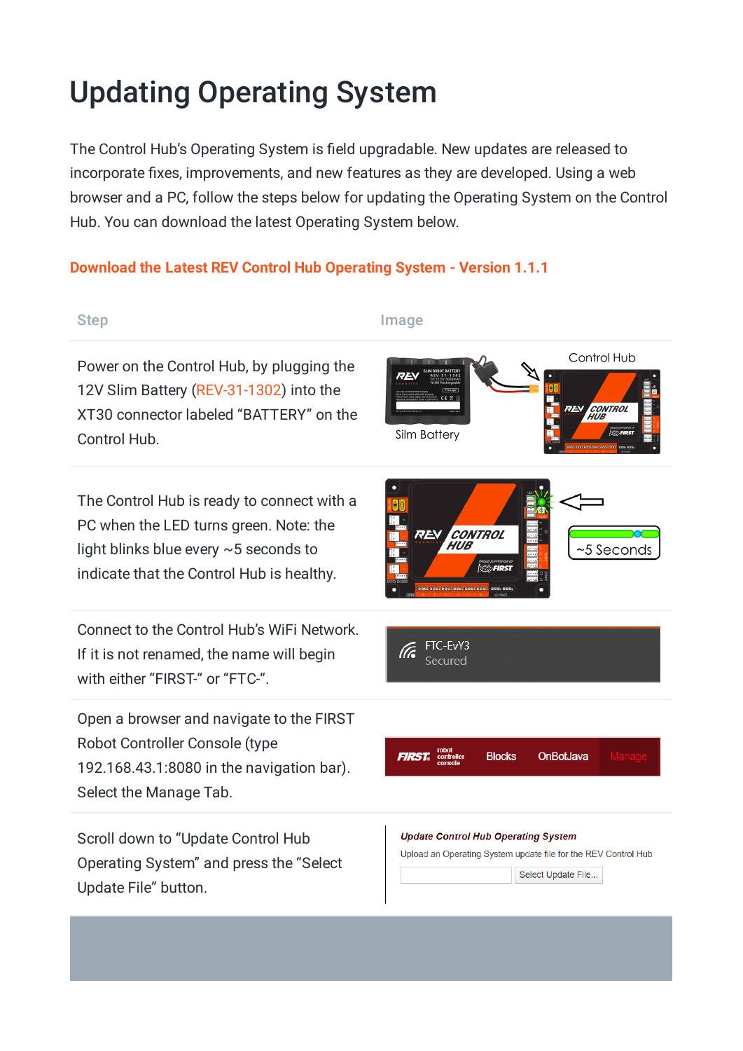# Updating Operating System

The Control Hub's Operating System is field upgradable. New updates are released to incorporate fixes, improvements, and new features as they are developed. Using a web browser and a PC, follow the steps below for updating the Operating System on the Control Hub. You can download the latest Operating System below.

**Download the Latest REV Control Hub Operating System - Version 1.1.1**

| Step | Image |
|---|---|
| Power on the Control Hub, by plugging the 12V Slim Battery (REV-31-1302) into the XT30 connector labeled "BATTERY" on the Control Hub. | |
| The Control Hub is ready to connect with a PC when the LED turns green. Note: the light blinks blue every ~5 seconds to indicate that the Control Hub is healthy. | |
| Connect to the Control Hub's WiFi Network. If it is not renamed, the name will begin with either "FIRST-" or "FTC-". | |
| Open a browser and navigate to the FIRST Robot Controller Console (type 192.168.43.1:8080 in the navigation bar). Select the Manage Tab. | |
| Scroll down to "Update Control Hub Operating System" and press the "Select Update File" button. | |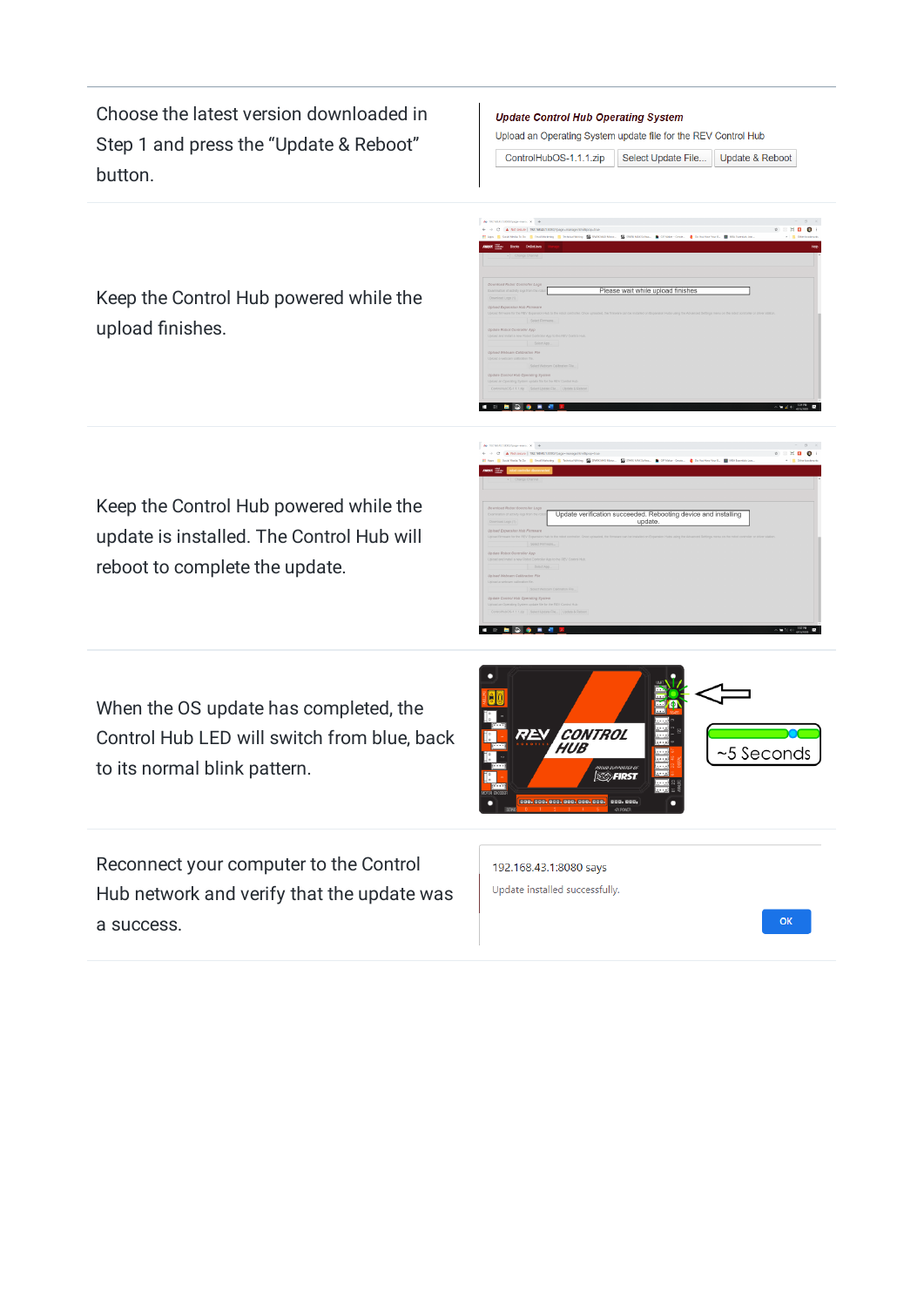Choose the latest version downloaded in Step 1 and press the "Update & Reboot" button.

*Update Control Hub Operating System*

Upload an Operating System update file for the REV Control Hub

ControlHubOS-1.1.1.zip | Select Update File... | Update & Reboot

Keep the Control Hub powered while the upload finishes.

Please wait while upload finishes

Keep the Control Hub powered while the update is installed. The Control Hub will reboot to complete the update.

Update verification succeeded. Rebooting device and installing update.

When the OS update has completed, the Control Hub LED will switch from blue, back to its normal blink pattern.

~5 Seconds

Reconnect your computer to the Control Hub network and verify that the update was a success.

192.168.43.1:8080 says

Update installed successfully.

OK